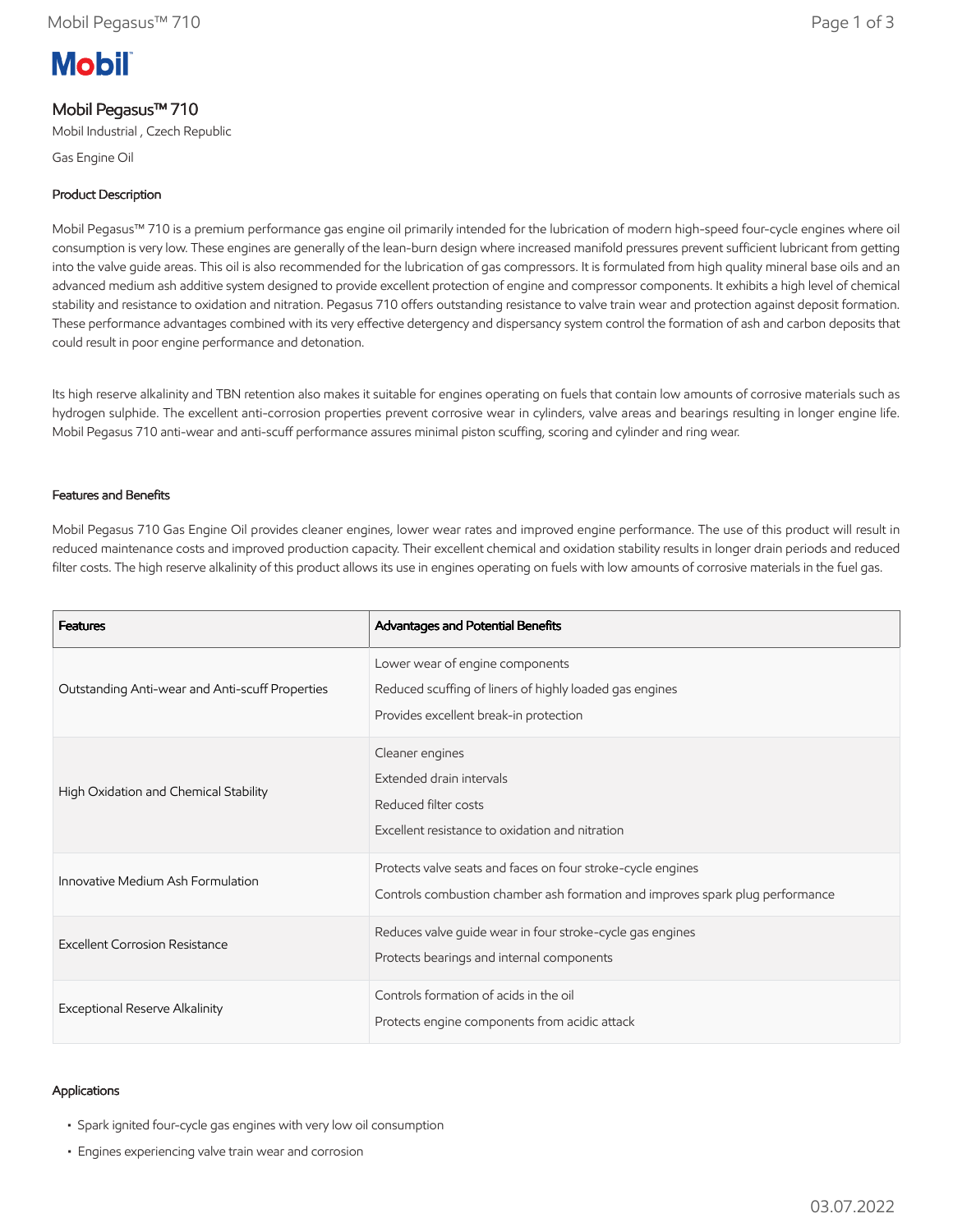# Mobil Pegasus™ 710

Mobil Industrial , Czech Republic

Gas Engine Oil

## Product Description

Mobil Pegasus™ 710 is a premium performance gas engine oil primarily intended for the lubrication of modern high-speed four-cycle engines where oil consumption is very low. These engines are generally of the lean-burn design where increased manifold pressures prevent sufficient lubricant from getting into the valve guide areas. This oil is also recommended for the lubrication of gas compressors. It is formulated from high quality mineral base oils and an advanced medium ash additive system designed to provide excellent protection of engine and compressor components. It exhibits a high level of chemical stability and resistance to oxidation and nitration. Pegasus 710 offers outstanding resistance to valve train wear and protection against deposit formation. These performance advantages combined with its very effective detergency and dispersancy system control the formation of ash and carbon deposits that could result in poor engine performance and detonation.

Its high reserve alkalinity and TBN retention also makes it suitable for engines operating on fuels that contain low amounts of corrosive materials such as hydrogen sulphide. The excellent anti-corrosion properties prevent corrosive wear in cylinders, valve areas and bearings resulting in longer engine life. Mobil Pegasus 710 anti-wear and anti-scuff performance assures minimal piston scuffing, scoring and cylinder and ring wear.

## Features and Benefits

Mobil Pegasus 710 Gas Engine Oil provides cleaner engines, lower wear rates and improved engine performance. The use of this product will result in reduced maintenance costs and improved production capacity. Their excellent chemical and oxidation stability results in longer drain periods and reduced filter costs. The high reserve alkalinity of this product allows its use in engines operating on fuels with low amounts of corrosive materials in the fuel gas.

| Features | Advantages and Potential Benefits |
|---|---|
| Outstanding Anti-wear and Anti-scuff Properties | Lower wear of engine components<br>Reduced scuffing of liners of highly loaded gas engines<br>Provides excellent break-in protection |
| High Oxidation and Chemical Stability | Cleaner engines<br>Extended drain intervals<br>Reduced filter costs<br>Excellent resistance to oxidation and nitration |
| Innovative Medium Ash Formulation | Protects valve seats and faces on four stroke-cycle engines<br>Controls combustion chamber ash formation and improves spark plug performance |
| Excellent Corrosion Resistance | Reduces valve guide wear in four stroke-cycle gas engines<br>Protects bearings and internal components |
| Exceptional Reserve Alkalinity | Controls formation of acids in the oil<br>Protects engine components from acidic attack |

## Applications

- Spark ignited four-cycle gas engines with very low oil consumption
- Engines experiencing valve train wear and corrosion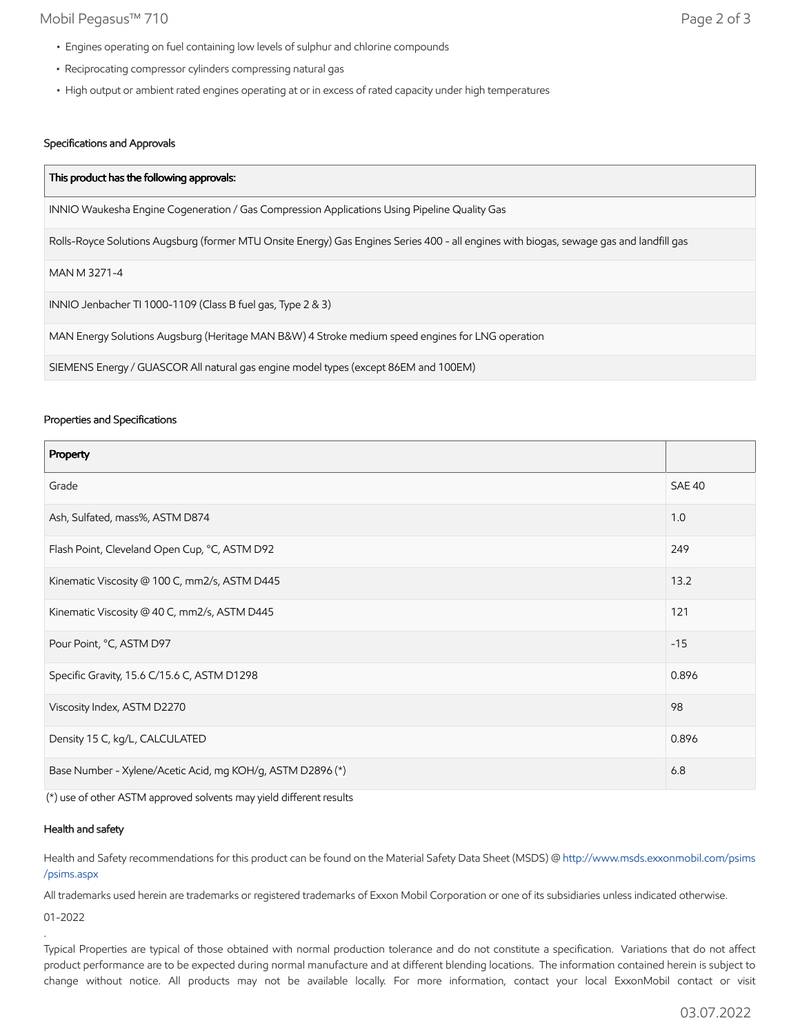- Engines operating on fuel containing low levels of sulphur and chlorine compounds
- Reciprocating compressor cylinders compressing natural gas
- High output or ambient rated engines operating at or in excess of rated capacity under high temperatures

### Specifications and Approvals

| This product has the following approvals: |
| --- |
| INNIO Waukesha Engine Cogeneration / Gas Compression Applications Using Pipeline Quality Gas |
| Rolls-Royce Solutions Augsburg (former MTU Onsite Energy) Gas Engines Series 400 - all engines with biogas, sewage gas and landfill gas |
| MAN M 3271-4 |
| INNIO Jenbacher TI 1000-1109 (Class B fuel gas, Type 2 & 3) |
| MAN Energy Solutions Augsburg (Heritage MAN B&W) 4 Stroke medium speed engines for LNG operation |
| SIEMENS Energy / GUASCOR All natural gas engine model types (except 86EM and 100EM) |

### Properties and Specifications

| Property | |
| --- | --- |
| Grade | SAE 40 |
| Ash, Sulfated, mass%, ASTM D874 | 1.0 |
| Flash Point, Cleveland Open Cup, °C, ASTM D92 | 249 |
| Kinematic Viscosity @ 100 C, mm2/s, ASTM D445 | 13.2 |
| Kinematic Viscosity @ 40 C, mm2/s, ASTM D445 | 121 |
| Pour Point, °C, ASTM D97 | -15 |
| Specific Gravity, 15.6 C/15.6 C, ASTM D1298 | 0.896 |
| Viscosity Index, ASTM D2270 | 98 |
| Density 15 C, kg/L, CALCULATED | 0.896 |
| Base Number - Xylene/Acetic Acid, mg KOH/g, ASTM D2896 (*) | 6.8 |

(*) use of other ASTM approved solvents may yield different results

### Health and safety

Health and Safety recommendations for this product can be found on the Material Safety Data Sheet (MSDS) @ http://www.msds.exxonmobil.com/psims/psims.aspx

All trademarks used herein are trademarks or registered trademarks of Exxon Mobil Corporation or one of its subsidiaries unless indicated otherwise.

01-2022

.

Typical Properties are typical of those obtained with normal production tolerance and do not constitute a specification. Variations that do not affect product performance are to be expected during normal manufacture and at different blending locations. The information contained herein is subject to change without notice. All products may not be available locally. For more information, contact your local ExxonMobil contact or visit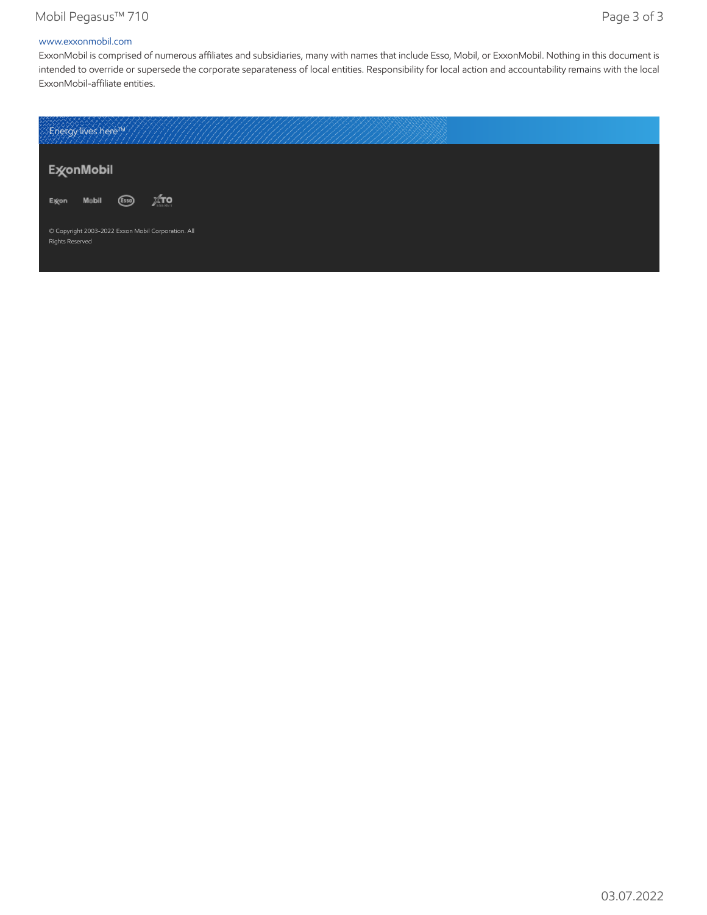www.exxonmobil.com

ExxonMobil is comprised of numerous affiliates and subsidiaries, many with names that include Esso, Mobil, or ExxonMobil. Nothing in this document is intended to override or supersede the corporate separateness of local entities. Responsibility for local action and accountability remains with the local ExxonMobil-affiliate entities.

Energy lives here™

ExxonMobil

Exxon Mobil Esso XTO

© Copyright 2003-2022 Exxon Mobil Corporation. All Rights Reserved

03.07.2022